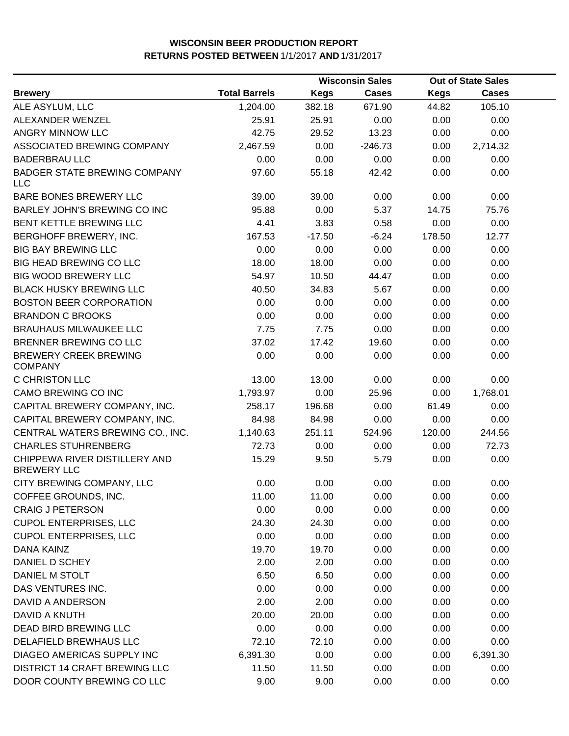# WISCONSIN BEER PRODUCTION REPORT
## RETURNS POSTED BETWEEN 1/1/2017 AND 1/31/2017

| Brewery | Total Barrels | Wisconsin Sales | | Out of State Sales | |
|---|---|---|---|---|---|
| | | Kegs | Cases | Kegs | Cases |
| ALE ASYLUM, LLC | 1,204.00 | 382.18 | 671.90 | 44.82 | 105.10 |
| ALEXANDER WENZEL | 25.91 | 25.91 | 0.00 | 0.00 | 0.00 |
| ANGRY MINNOW LLC | 42.75 | 29.52 | 13.23 | 0.00 | 0.00 |
| ASSOCIATED BREWING COMPANY | 2,467.59 | 0.00 | -246.73 | 0.00 | 2,714.32 |
| BADERBRAU LLC | 0.00 | 0.00 | 0.00 | 0.00 | 0.00 |
| BADGER STATE BREWING COMPANY LLC | 97.60 | 55.18 | 42.42 | 0.00 | 0.00 |
| BARE BONES BREWERY LLC | 39.00 | 39.00 | 0.00 | 0.00 | 0.00 |
| BARLEY JOHN'S BREWING CO INC | 95.88 | 0.00 | 5.37 | 14.75 | 75.76 |
| BENT KETTLE BREWING LLC | 4.41 | 3.83 | 0.58 | 0.00 | 0.00 |
| BERGHOFF BREWERY, INC. | 167.53 | -17.50 | -6.24 | 178.50 | 12.77 |
| BIG BAY BREWING LLC | 0.00 | 0.00 | 0.00 | 0.00 | 0.00 |
| BIG HEAD BREWING CO LLC | 18.00 | 18.00 | 0.00 | 0.00 | 0.00 |
| BIG WOOD BREWERY LLC | 54.97 | 10.50 | 44.47 | 0.00 | 0.00 |
| BLACK HUSKY BREWING LLC | 40.50 | 34.83 | 5.67 | 0.00 | 0.00 |
| BOSTON BEER CORPORATION | 0.00 | 0.00 | 0.00 | 0.00 | 0.00 |
| BRANDON C BROOKS | 0.00 | 0.00 | 0.00 | 0.00 | 0.00 |
| BRAUHAUS MILWAUKEE LLC | 7.75 | 7.75 | 0.00 | 0.00 | 0.00 |
| BRENNER BREWING CO LLC | 37.02 | 17.42 | 19.60 | 0.00 | 0.00 |
| BREWERY CREEK BREWING COMPANY | 0.00 | 0.00 | 0.00 | 0.00 | 0.00 |
| C CHRISTON LLC | 13.00 | 13.00 | 0.00 | 0.00 | 0.00 |
| CAMO BREWING CO INC | 1,793.97 | 0.00 | 25.96 | 0.00 | 1,768.01 |
| CAPITAL BREWERY COMPANY, INC. | 258.17 | 196.68 | 0.00 | 61.49 | 0.00 |
| CAPITAL BREWERY COMPANY, INC. | 84.98 | 84.98 | 0.00 | 0.00 | 0.00 |
| CENTRAL WATERS BREWING CO., INC. | 1,140.63 | 251.11 | 524.96 | 120.00 | 244.56 |
| CHARLES STUHRENBERG | 72.73 | 0.00 | 0.00 | 0.00 | 72.73 |
| CHIPPEWA RIVER DISTILLERY AND BREWERY LLC | 15.29 | 9.50 | 5.79 | 0.00 | 0.00 |
| CITY BREWING COMPANY, LLC | 0.00 | 0.00 | 0.00 | 0.00 | 0.00 |
| COFFEE GROUNDS, INC. | 11.00 | 11.00 | 0.00 | 0.00 | 0.00 |
| CRAIG J PETERSON | 0.00 | 0.00 | 0.00 | 0.00 | 0.00 |
| CUPOL ENTERPRISES, LLC | 24.30 | 24.30 | 0.00 | 0.00 | 0.00 |
| CUPOL ENTERPRISES, LLC | 0.00 | 0.00 | 0.00 | 0.00 | 0.00 |
| DANA KAINZ | 19.70 | 19.70 | 0.00 | 0.00 | 0.00 |
| DANIEL D SCHEY | 2.00 | 2.00 | 0.00 | 0.00 | 0.00 |
| DANIEL M STOLT | 6.50 | 6.50 | 0.00 | 0.00 | 0.00 |
| DAS VENTURES INC. | 0.00 | 0.00 | 0.00 | 0.00 | 0.00 |
| DAVID A ANDERSON | 2.00 | 2.00 | 0.00 | 0.00 | 0.00 |
| DAVID A KNUTH | 20.00 | 20.00 | 0.00 | 0.00 | 0.00 |
| DEAD BIRD BREWING LLC | 0.00 | 0.00 | 0.00 | 0.00 | 0.00 |
| DELAFIELD BREWHAUS LLC | 72.10 | 72.10 | 0.00 | 0.00 | 0.00 |
| DIAGEO AMERICAS SUPPLY INC | 6,391.30 | 0.00 | 0.00 | 0.00 | 6,391.30 |
| DISTRICT 14 CRAFT BREWING LLC | 11.50 | 11.50 | 0.00 | 0.00 | 0.00 |
| DOOR COUNTY BREWING CO LLC | 9.00 | 9.00 | 0.00 | 0.00 | 0.00 |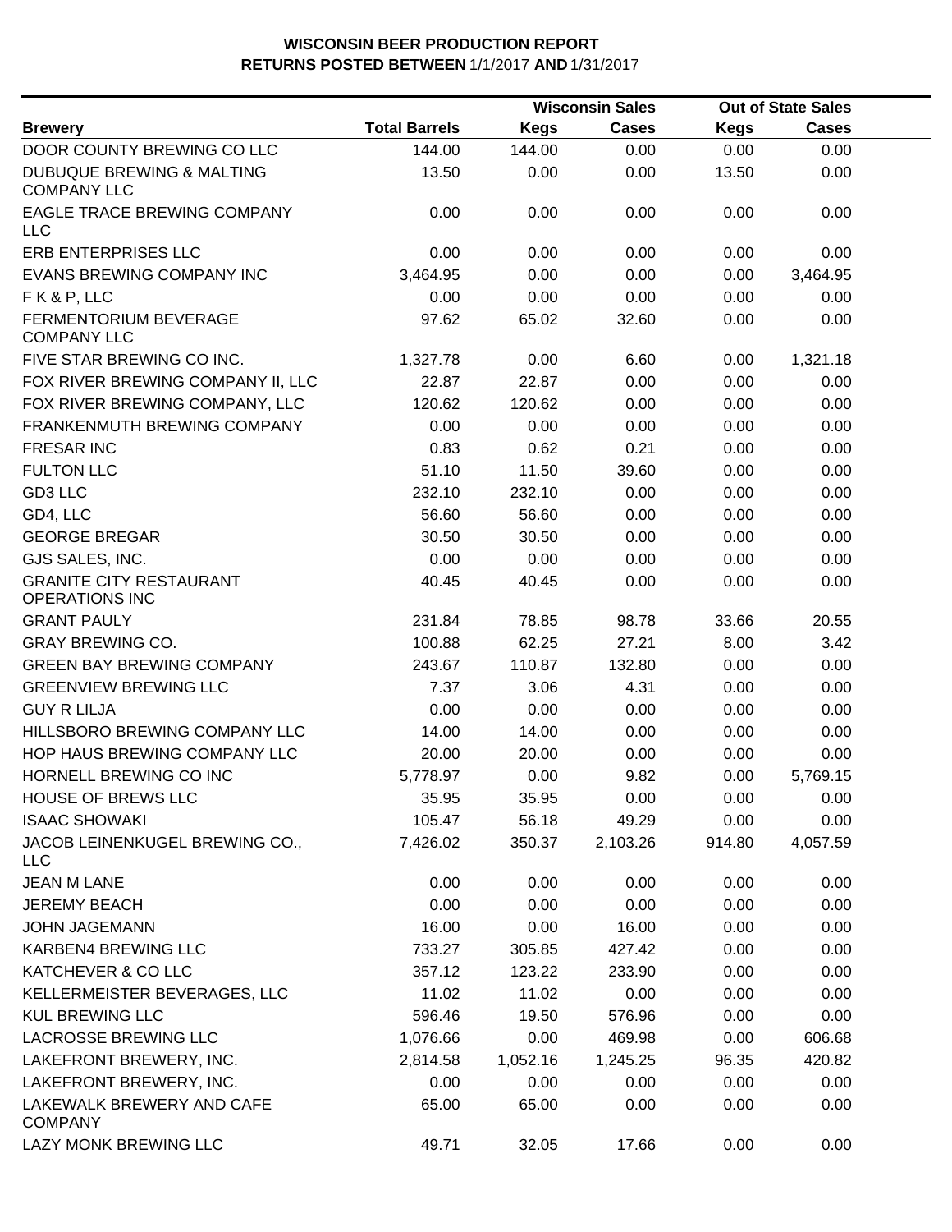**WISCONSIN BEER PRODUCTION REPORT**
**RETURNS POSTED BETWEEN** 1/1/2017 **AND** 1/31/2017

| Brewery | Total Barrels | Wisconsin Sales Kegs | Wisconsin Sales Cases | Out of State Sales Kegs | Out of State Sales Cases |
|---|---|---|---|---|---|
| DOOR COUNTY BREWING CO LLC | 144.00 | 144.00 | 0.00 | 0.00 | 0.00 |
| DUBUQUE BREWING & MALTING COMPANY LLC | 13.50 | 0.00 | 0.00 | 13.50 | 0.00 |
| EAGLE TRACE BREWING COMPANY LLC | 0.00 | 0.00 | 0.00 | 0.00 | 0.00 |
| ERB ENTERPRISES LLC | 0.00 | 0.00 | 0.00 | 0.00 | 0.00 |
| EVANS BREWING COMPANY INC | 3,464.95 | 0.00 | 0.00 | 0.00 | 3,464.95 |
| F K & P, LLC | 0.00 | 0.00 | 0.00 | 0.00 | 0.00 |
| FERMENTORIUM BEVERAGE COMPANY LLC | 97.62 | 65.02 | 32.60 | 0.00 | 0.00 |
| FIVE STAR BREWING CO INC. | 1,327.78 | 0.00 | 6.60 | 0.00 | 1,321.18 |
| FOX RIVER BREWING COMPANY II, LLC | 22.87 | 22.87 | 0.00 | 0.00 | 0.00 |
| FOX RIVER BREWING COMPANY, LLC | 120.62 | 120.62 | 0.00 | 0.00 | 0.00 |
| FRANKENMUTH BREWING COMPANY | 0.00 | 0.00 | 0.00 | 0.00 | 0.00 |
| FRESAR INC | 0.83 | 0.62 | 0.21 | 0.00 | 0.00 |
| FULTON LLC | 51.10 | 11.50 | 39.60 | 0.00 | 0.00 |
| GD3 LLC | 232.10 | 232.10 | 0.00 | 0.00 | 0.00 |
| GD4, LLC | 56.60 | 56.60 | 0.00 | 0.00 | 0.00 |
| GEORGE BREGAR | 30.50 | 30.50 | 0.00 | 0.00 | 0.00 |
| GJS SALES, INC. | 0.00 | 0.00 | 0.00 | 0.00 | 0.00 |
| GRANITE CITY RESTAURANT OPERATIONS INC | 40.45 | 40.45 | 0.00 | 0.00 | 0.00 |
| GRANT PAULY | 231.84 | 78.85 | 98.78 | 33.66 | 20.55 |
| GRAY BREWING CO. | 100.88 | 62.25 | 27.21 | 8.00 | 3.42 |
| GREEN BAY BREWING COMPANY | 243.67 | 110.87 | 132.80 | 0.00 | 0.00 |
| GREENVIEW BREWING LLC | 7.37 | 3.06 | 4.31 | 0.00 | 0.00 |
| GUY R LILJA | 0.00 | 0.00 | 0.00 | 0.00 | 0.00 |
| HILLSBORO BREWING COMPANY LLC | 14.00 | 14.00 | 0.00 | 0.00 | 0.00 |
| HOP HAUS BREWING COMPANY LLC | 20.00 | 20.00 | 0.00 | 0.00 | 0.00 |
| HORNELL BREWING CO INC | 5,778.97 | 0.00 | 9.82 | 0.00 | 5,769.15 |
| HOUSE OF BREWS LLC | 35.95 | 35.95 | 0.00 | 0.00 | 0.00 |
| ISAAC SHOWAKI | 105.47 | 56.18 | 49.29 | 0.00 | 0.00 |
| JACOB LEINENKUGEL BREWING CO., LLC | 7,426.02 | 350.37 | 2,103.26 | 914.80 | 4,057.59 |
| JEAN M LANE | 0.00 | 0.00 | 0.00 | 0.00 | 0.00 |
| JEREMY BEACH | 0.00 | 0.00 | 0.00 | 0.00 | 0.00 |
| JOHN JAGEMANN | 16.00 | 0.00 | 16.00 | 0.00 | 0.00 |
| KARBEN4 BREWING LLC | 733.27 | 305.85 | 427.42 | 0.00 | 0.00 |
| KATCHEVER & CO LLC | 357.12 | 123.22 | 233.90 | 0.00 | 0.00 |
| KELLERMEISTER BEVERAGES, LLC | 11.02 | 11.02 | 0.00 | 0.00 | 0.00 |
| KUL BREWING LLC | 596.46 | 19.50 | 576.96 | 0.00 | 0.00 |
| LACROSSE BREWING LLC | 1,076.66 | 0.00 | 469.98 | 0.00 | 606.68 |
| LAKEFRONT BREWERY, INC. | 2,814.58 | 1,052.16 | 1,245.25 | 96.35 | 420.82 |
| LAKEFRONT BREWERY, INC. | 0.00 | 0.00 | 0.00 | 0.00 | 0.00 |
| LAKEWALK BREWERY AND CAFE COMPANY | 65.00 | 65.00 | 0.00 | 0.00 | 0.00 |
| LAZY MONK BREWING LLC | 49.71 | 32.05 | 17.66 | 0.00 | 0.00 |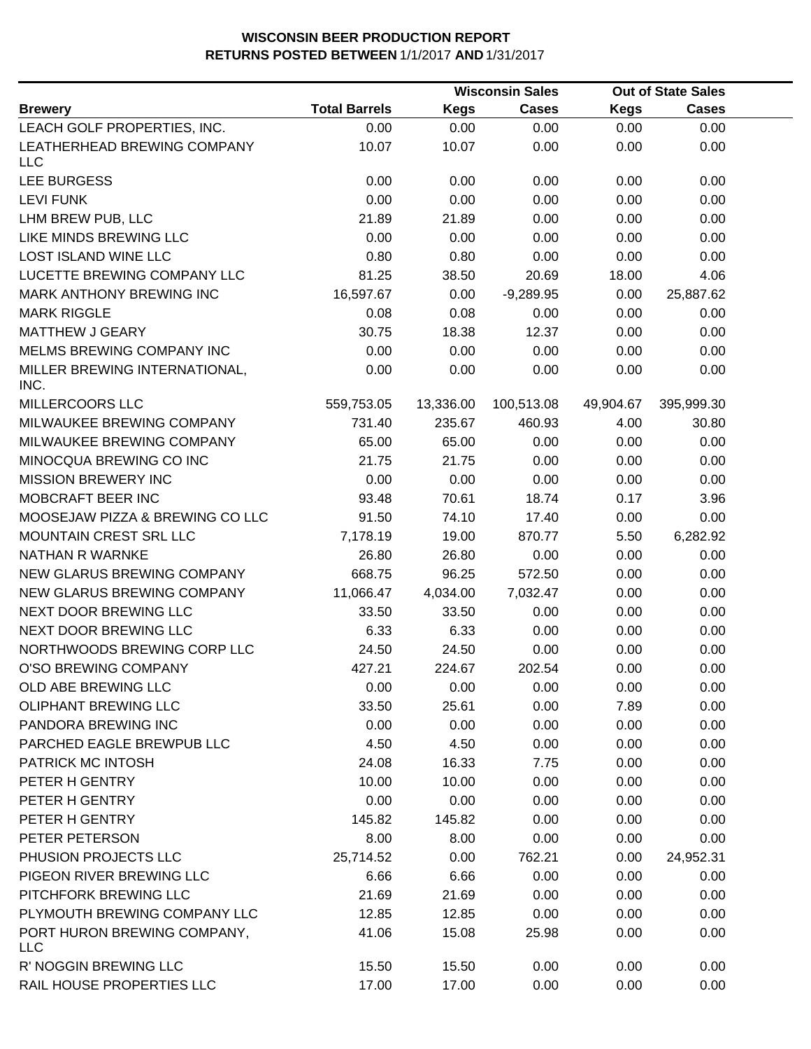**WISCONSIN BEER PRODUCTION REPORT**
**RETURNS POSTED BETWEEN 1/1/2017 AND 1/31/2017**

| | | Wisconsin Sales | | Out of State Sales | |
|---|---|---|---|---|---|
| **Brewery** | **Total Barrels** | **Kegs** | **Cases** | **Kegs** | **Cases** |
| LEACH GOLF PROPERTIES, INC. | 0.00 | 0.00 | 0.00 | 0.00 | 0.00 |
| LEATHERHEAD BREWING COMPANY LLC | 10.07 | 10.07 | 0.00 | 0.00 | 0.00 |
| LEE BURGESS | 0.00 | 0.00 | 0.00 | 0.00 | 0.00 |
| LEVI FUNK | 0.00 | 0.00 | 0.00 | 0.00 | 0.00 |
| LHM BREW PUB, LLC | 21.89 | 21.89 | 0.00 | 0.00 | 0.00 |
| LIKE MINDS BREWING LLC | 0.00 | 0.00 | 0.00 | 0.00 | 0.00 |
| LOST ISLAND WINE LLC | 0.80 | 0.80 | 0.00 | 0.00 | 0.00 |
| LUCETTE BREWING COMPANY LLC | 81.25 | 38.50 | 20.69 | 18.00 | 4.06 |
| MARK ANTHONY BREWING INC | 16,597.67 | 0.00 | -9,289.95 | 0.00 | 25,887.62 |
| MARK RIGGLE | 0.08 | 0.08 | 0.00 | 0.00 | 0.00 |
| MATTHEW J GEARY | 30.75 | 18.38 | 12.37 | 0.00 | 0.00 |
| MELMS BREWING COMPANY INC | 0.00 | 0.00 | 0.00 | 0.00 | 0.00 |
| MILLER BREWING INTERNATIONAL, INC. | 0.00 | 0.00 | 0.00 | 0.00 | 0.00 |
| MILLERCOORS LLC | 559,753.05 | 13,336.00 | 100,513.08 | 49,904.67 | 395,999.30 |
| MILWAUKEE BREWING COMPANY | 731.40 | 235.67 | 460.93 | 4.00 | 30.80 |
| MILWAUKEE BREWING COMPANY | 65.00 | 65.00 | 0.00 | 0.00 | 0.00 |
| MINOCQUA BREWING CO INC | 21.75 | 21.75 | 0.00 | 0.00 | 0.00 |
| MISSION BREWERY INC | 0.00 | 0.00 | 0.00 | 0.00 | 0.00 |
| MOBCRAFT BEER INC | 93.48 | 70.61 | 18.74 | 0.17 | 3.96 |
| MOOSEJAW PIZZA & BREWING CO LLC | 91.50 | 74.10 | 17.40 | 0.00 | 0.00 |
| MOUNTAIN CREST SRL LLC | 7,178.19 | 19.00 | 870.77 | 5.50 | 6,282.92 |
| NATHAN R WARNKE | 26.80 | 26.80 | 0.00 | 0.00 | 0.00 |
| NEW GLARUS BREWING COMPANY | 668.75 | 96.25 | 572.50 | 0.00 | 0.00 |
| NEW GLARUS BREWING COMPANY | 11,066.47 | 4,034.00 | 7,032.47 | 0.00 | 0.00 |
| NEXT DOOR BREWING LLC | 33.50 | 33.50 | 0.00 | 0.00 | 0.00 |
| NEXT DOOR BREWING LLC | 6.33 | 6.33 | 0.00 | 0.00 | 0.00 |
| NORTHWOODS BREWING CORP LLC | 24.50 | 24.50 | 0.00 | 0.00 | 0.00 |
| O'SO BREWING COMPANY | 427.21 | 224.67 | 202.54 | 0.00 | 0.00 |
| OLD ABE BREWING LLC | 0.00 | 0.00 | 0.00 | 0.00 | 0.00 |
| OLIPHANT BREWING LLC | 33.50 | 25.61 | 0.00 | 7.89 | 0.00 |
| PANDORA BREWING INC | 0.00 | 0.00 | 0.00 | 0.00 | 0.00 |
| PARCHED EAGLE BREWPUB LLC | 4.50 | 4.50 | 0.00 | 0.00 | 0.00 |
| PATRICK MC INTOSH | 24.08 | 16.33 | 7.75 | 0.00 | 0.00 |
| PETER H GENTRY | 10.00 | 10.00 | 0.00 | 0.00 | 0.00 |
| PETER H GENTRY | 0.00 | 0.00 | 0.00 | 0.00 | 0.00 |
| PETER H GENTRY | 145.82 | 145.82 | 0.00 | 0.00 | 0.00 |
| PETER PETERSON | 8.00 | 8.00 | 0.00 | 0.00 | 0.00 |
| PHUSION PROJECTS LLC | 25,714.52 | 0.00 | 762.21 | 0.00 | 24,952.31 |
| PIGEON RIVER BREWING LLC | 6.66 | 6.66 | 0.00 | 0.00 | 0.00 |
| PITCHFORK BREWING LLC | 21.69 | 21.69 | 0.00 | 0.00 | 0.00 |
| PLYMOUTH BREWING COMPANY LLC | 12.85 | 12.85 | 0.00 | 0.00 | 0.00 |
| PORT HURON BREWING COMPANY, LLC | 41.06 | 15.08 | 25.98 | 0.00 | 0.00 |
| R' NOGGIN BREWING LLC | 15.50 | 15.50 | 0.00 | 0.00 | 0.00 |
| RAIL HOUSE PROPERTIES LLC | 17.00 | 17.00 | 0.00 | 0.00 | 0.00 |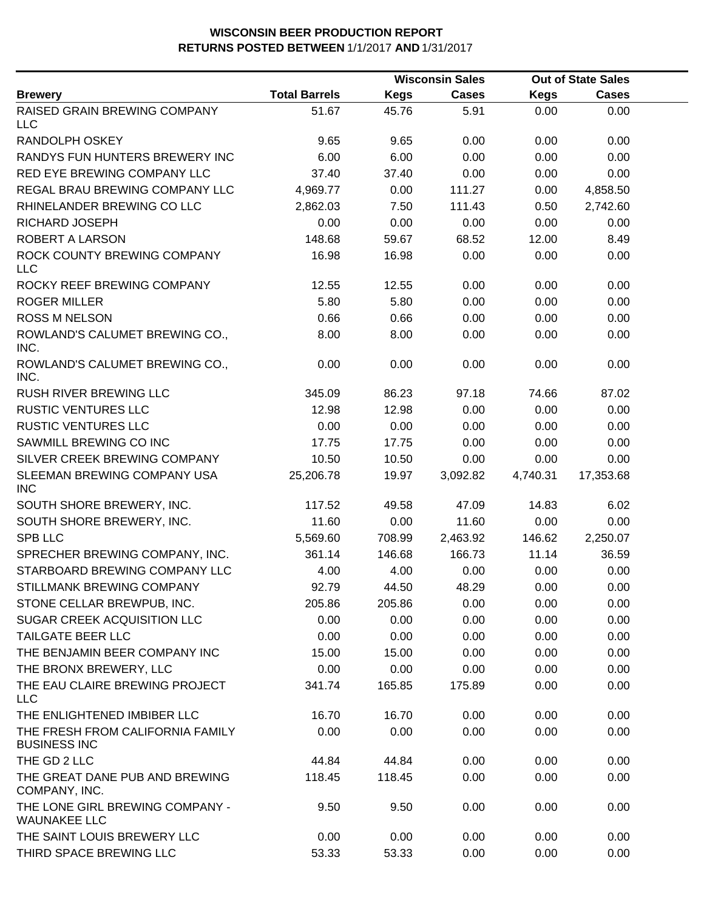# WISCONSIN BEER PRODUCTION REPORT
## RETURNS POSTED BETWEEN 1/1/2017 AND 1/31/2017

| | | Wisconsin Sales | | Out of State Sales | |
|---|---|---|---|---|---|
| **Brewery** | **Total Barrels** | **Kegs** | **Cases** | **Kegs** | **Cases** |
| RAISED GRAIN BREWING COMPANY LLC | 51.67 | 45.76 | 5.91 | 0.00 | 0.00 |
| RANDOLPH OSKEY | 9.65 | 9.65 | 0.00 | 0.00 | 0.00 |
| RANDYS FUN HUNTERS BREWERY INC | 6.00 | 6.00 | 0.00 | 0.00 | 0.00 |
| RED EYE BREWING COMPANY LLC | 37.40 | 37.40 | 0.00 | 0.00 | 0.00 |
| REGAL BRAU BREWING COMPANY LLC | 4,969.77 | 0.00 | 111.27 | 0.00 | 4,858.50 |
| RHINELANDER BREWING CO LLC | 2,862.03 | 7.50 | 111.43 | 0.50 | 2,742.60 |
| RICHARD JOSEPH | 0.00 | 0.00 | 0.00 | 0.00 | 0.00 |
| ROBERT A LARSON | 148.68 | 59.67 | 68.52 | 12.00 | 8.49 |
| ROCK COUNTY BREWING COMPANY LLC | 16.98 | 16.98 | 0.00 | 0.00 | 0.00 |
| ROCKY REEF BREWING COMPANY | 12.55 | 12.55 | 0.00 | 0.00 | 0.00 |
| ROGER MILLER | 5.80 | 5.80 | 0.00 | 0.00 | 0.00 |
| ROSS M NELSON | 0.66 | 0.66 | 0.00 | 0.00 | 0.00 |
| ROWLAND'S CALUMET BREWING CO., INC. | 8.00 | 8.00 | 0.00 | 0.00 | 0.00 |
| ROWLAND'S CALUMET BREWING CO., INC. | 0.00 | 0.00 | 0.00 | 0.00 | 0.00 |
| RUSH RIVER BREWING LLC | 345.09 | 86.23 | 97.18 | 74.66 | 87.02 |
| RUSTIC VENTURES LLC | 12.98 | 12.98 | 0.00 | 0.00 | 0.00 |
| RUSTIC VENTURES LLC | 0.00 | 0.00 | 0.00 | 0.00 | 0.00 |
| SAWMILL BREWING CO INC | 17.75 | 17.75 | 0.00 | 0.00 | 0.00 |
| SILVER CREEK BREWING COMPANY | 10.50 | 10.50 | 0.00 | 0.00 | 0.00 |
| SLEEMAN BREWING COMPANY USA INC | 25,206.78 | 19.97 | 3,092.82 | 4,740.31 | 17,353.68 |
| SOUTH SHORE BREWERY, INC. | 117.52 | 49.58 | 47.09 | 14.83 | 6.02 |
| SOUTH SHORE BREWERY, INC. | 11.60 | 0.00 | 11.60 | 0.00 | 0.00 |
| SPB LLC | 5,569.60 | 708.99 | 2,463.92 | 146.62 | 2,250.07 |
| SPRECHER BREWING COMPANY, INC. | 361.14 | 146.68 | 166.73 | 11.14 | 36.59 |
| STARBOARD BREWING COMPANY LLC | 4.00 | 4.00 | 0.00 | 0.00 | 0.00 |
| STILLMANK BREWING COMPANY | 92.79 | 44.50 | 48.29 | 0.00 | 0.00 |
| STONE CELLAR BREWPUB, INC. | 205.86 | 205.86 | 0.00 | 0.00 | 0.00 |
| SUGAR CREEK ACQUISITION LLC | 0.00 | 0.00 | 0.00 | 0.00 | 0.00 |
| TAILGATE BEER LLC | 0.00 | 0.00 | 0.00 | 0.00 | 0.00 |
| THE BENJAMIN BEER COMPANY INC | 15.00 | 15.00 | 0.00 | 0.00 | 0.00 |
| THE BRONX BREWERY, LLC | 0.00 | 0.00 | 0.00 | 0.00 | 0.00 |
| THE EAU CLAIRE BREWING PROJECT LLC | 341.74 | 165.85 | 175.89 | 0.00 | 0.00 |
| THE ENLIGHTENED IMBIBER LLC | 16.70 | 16.70 | 0.00 | 0.00 | 0.00 |
| THE FRESH FROM CALIFORNIA FAMILY BUSINESS INC | 0.00 | 0.00 | 0.00 | 0.00 | 0.00 |
| THE GD 2 LLC | 44.84 | 44.84 | 0.00 | 0.00 | 0.00 |
| THE GREAT DANE PUB AND BREWING COMPANY, INC. | 118.45 | 118.45 | 0.00 | 0.00 | 0.00 |
| THE LONE GIRL BREWING COMPANY - WAUNAKEE LLC | 9.50 | 9.50 | 0.00 | 0.00 | 0.00 |
| THE SAINT LOUIS BREWERY LLC | 0.00 | 0.00 | 0.00 | 0.00 | 0.00 |
| THIRD SPACE BREWING LLC | 53.33 | 53.33 | 0.00 | 0.00 | 0.00 |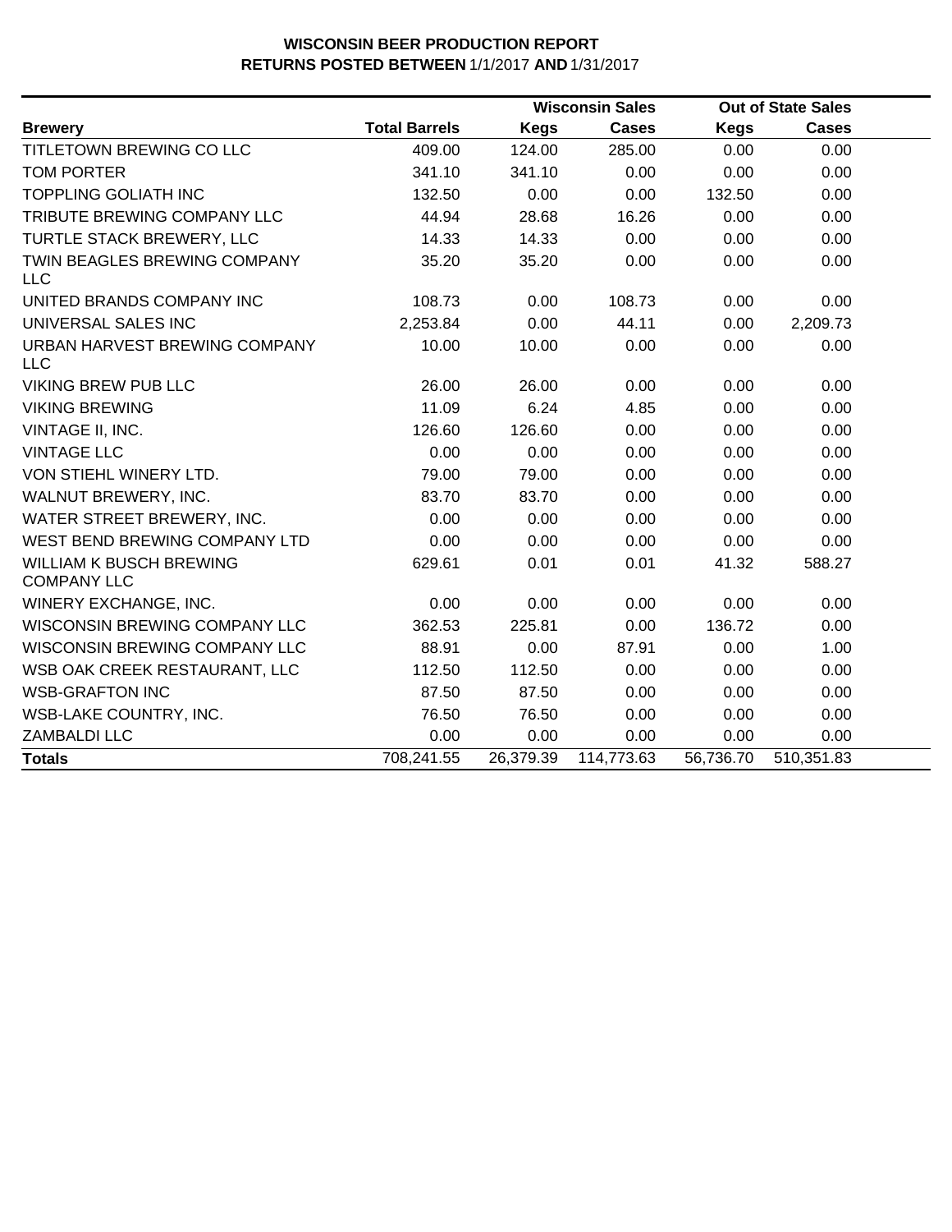**WISCONSIN BEER PRODUCTION REPORT**
**RETURNS POSTED BETWEEN** 1/1/2017 **AND** 1/31/2017

| | | Wisconsin Sales | | Out of State Sales | |
|---|---|---|---|---|---|
| **Brewery** | **Total Barrels** | **Kegs** | **Cases** | **Kegs** | **Cases** |
| TITLETOWN BREWING CO LLC | 409.00 | 124.00 | 285.00 | 0.00 | 0.00 |
| TOM PORTER | 341.10 | 341.10 | 0.00 | 0.00 | 0.00 |
| TOPPLING GOLIATH INC | 132.50 | 0.00 | 0.00 | 132.50 | 0.00 |
| TRIBUTE BREWING COMPANY LLC | 44.94 | 28.68 | 16.26 | 0.00 | 0.00 |
| TURTLE STACK BREWERY, LLC | 14.33 | 14.33 | 0.00 | 0.00 | 0.00 |
| TWIN BEAGLES BREWING COMPANY LLC | 35.20 | 35.20 | 0.00 | 0.00 | 0.00 |
| UNITED BRANDS COMPANY INC | 108.73 | 0.00 | 108.73 | 0.00 | 0.00 |
| UNIVERSAL SALES INC | 2,253.84 | 0.00 | 44.11 | 0.00 | 2,209.73 |
| URBAN HARVEST BREWING COMPANY LLC | 10.00 | 10.00 | 0.00 | 0.00 | 0.00 |
| VIKING BREW PUB LLC | 26.00 | 26.00 | 0.00 | 0.00 | 0.00 |
| VIKING BREWING | 11.09 | 6.24 | 4.85 | 0.00 | 0.00 |
| VINTAGE II, INC. | 126.60 | 126.60 | 0.00 | 0.00 | 0.00 |
| VINTAGE LLC | 0.00 | 0.00 | 0.00 | 0.00 | 0.00 |
| VON STIEHL WINERY LTD. | 79.00 | 79.00 | 0.00 | 0.00 | 0.00 |
| WALNUT BREWERY, INC. | 83.70 | 83.70 | 0.00 | 0.00 | 0.00 |
| WATER STREET BREWERY, INC. | 0.00 | 0.00 | 0.00 | 0.00 | 0.00 |
| WEST BEND BREWING COMPANY LTD | 0.00 | 0.00 | 0.00 | 0.00 | 0.00 |
| WILLIAM K BUSCH BREWING COMPANY LLC | 629.61 | 0.01 | 0.01 | 41.32 | 588.27 |
| WINERY EXCHANGE, INC. | 0.00 | 0.00 | 0.00 | 0.00 | 0.00 |
| WISCONSIN BREWING COMPANY LLC | 362.53 | 225.81 | 0.00 | 136.72 | 0.00 |
| WISCONSIN BREWING COMPANY LLC | 88.91 | 0.00 | 87.91 | 0.00 | 1.00 |
| WSB OAK CREEK RESTAURANT, LLC | 112.50 | 112.50 | 0.00 | 0.00 | 0.00 |
| WSB-GRAFTON INC | 87.50 | 87.50 | 0.00 | 0.00 | 0.00 |
| WSB-LAKE COUNTRY, INC. | 76.50 | 76.50 | 0.00 | 0.00 | 0.00 |
| ZAMBALDI LLC | 0.00 | 0.00 | 0.00 | 0.00 | 0.00 |
| **Totals** | 708,241.55 | 26,379.39 | 114,773.63 | 56,736.70 | 510,351.83 |